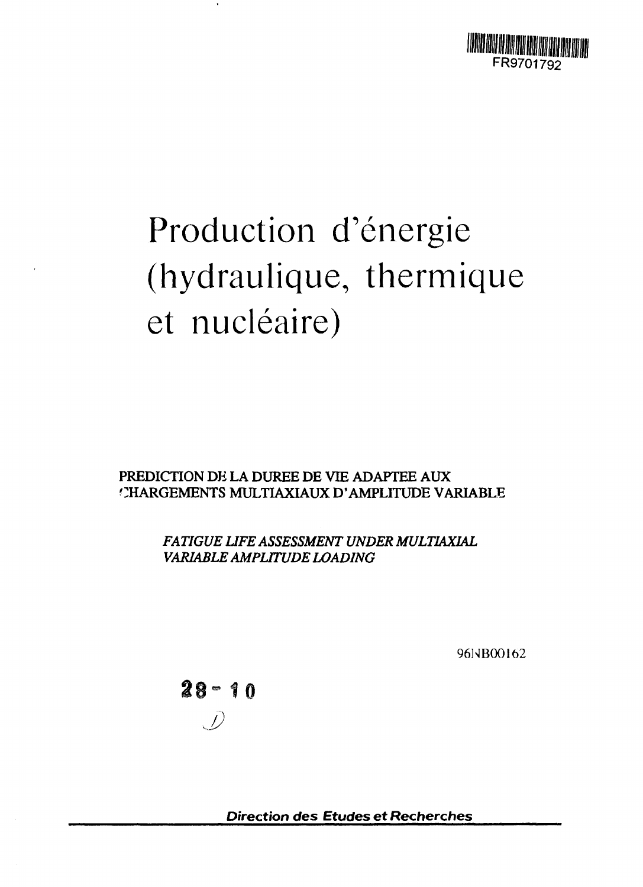FR9701792

# Production d'énergie (hydraulique, thermique et nucléaire)

**PREDICTION DE LA DUREE DE VIE ADAPTEE AUX CHARGEMENTS MULTIAXIAUX D'AMPLITUDE VARIABLE**

***FATIGUE LIFE ASSESSMENT UNDER MULTIAXIAL VARIABLE AMPLITUDE LOADING***

96NB00162

28 - 10

*Direction des Etudes et Recherches*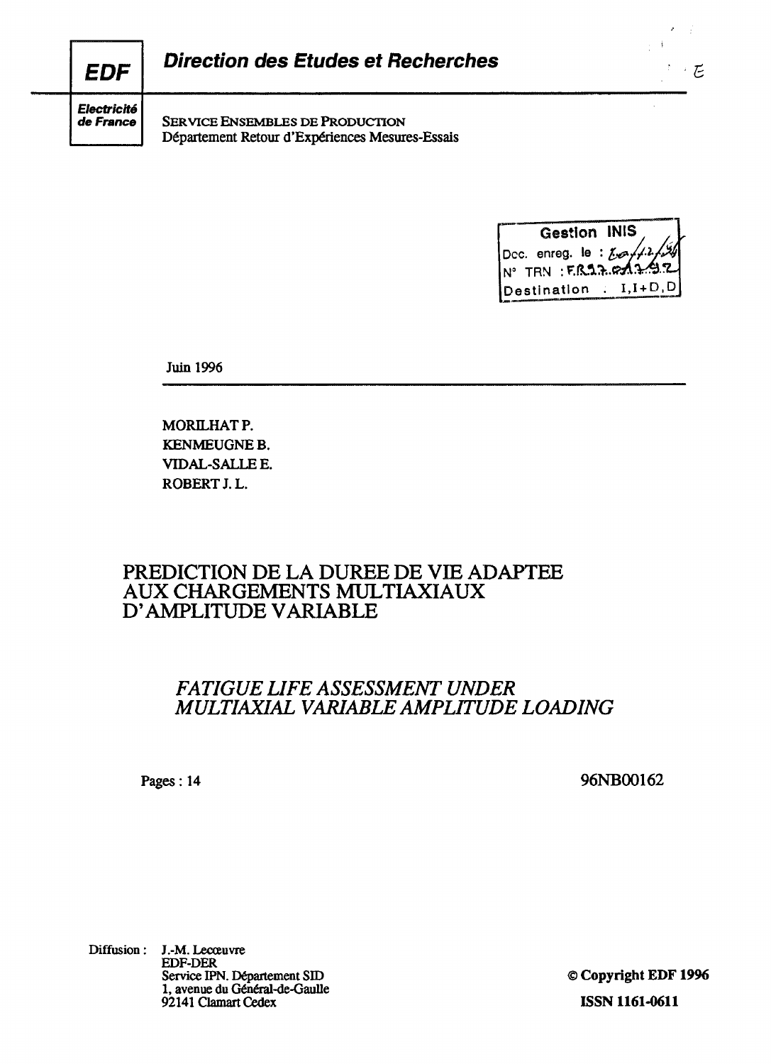**EDF**

*Electricité de France*

## *Direction des Etudes et Recherches*

SERVICE ENSEMBLES DE PRODUCTION
Département Retour d'Expériences Mesures-Essais

Gestion INIS
Doc. enreg. le : 
N° TRN : FR97.01297
Destination : I,I+D,D

Juin 1996

MORILHAT P.
KENMEUGNE B.
VIDAL-SALLE E.
ROBERT J. L.

# PREDICTION DE LA DUREE DE VIE ADAPTEE AUX CHARGEMENTS MULTIAXIAUX D'AMPLITUDE VARIABLE

# *FATIGUE LIFE ASSESSMENT UNDER MULTIAXIAL VARIABLE AMPLITUDE LOADING*

Pages : 14

96NB00162

Diffusion : J.-M. Lecœuvre
EDF-DER
Service IPN. Département SID
1, avenue du Général-de-Gaulle
92141 Clamart Cedex

**© Copyright EDF 1996**

**ISSN 1161-0611**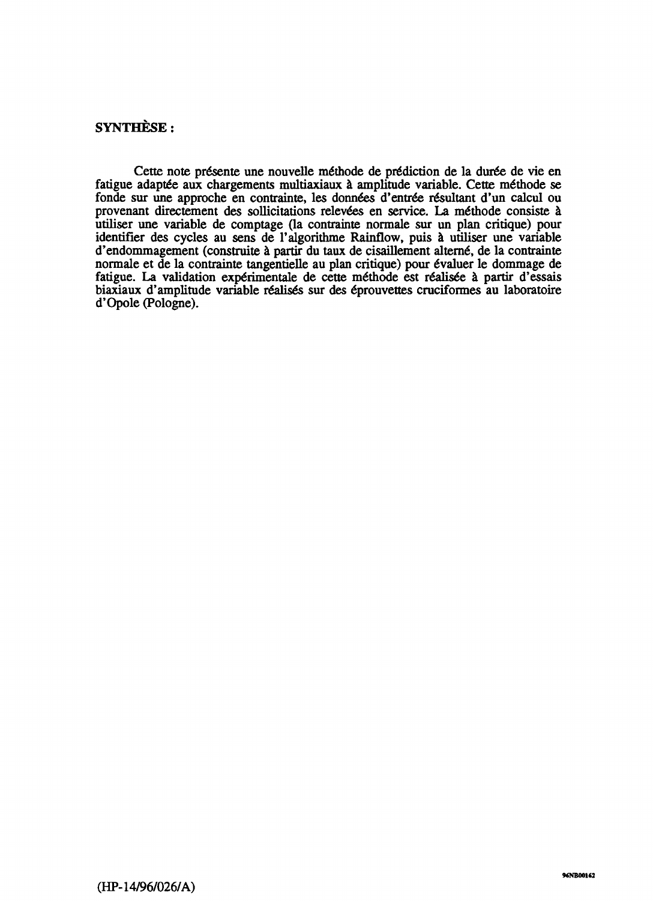**SYNTHÈSE :**

Cette note présente une nouvelle méthode de prédiction de la durée de vie en fatigue adaptée aux chargements multiaxiaux à amplitude variable. Cette méthode se fonde sur une approche en contrainte, les données d'entrée résultant d'un calcul ou provenant directement des sollicitations relevées en service. La méthode consiste à utiliser une variable de comptage (la contrainte normale sur un plan critique) pour identifier des cycles au sens de l'algorithme Rainflow, puis à utiliser une variable d'endommagement (construite à partir du taux de cisaillement alterné, de la contrainte normale et de la contrainte tangentielle au plan critique) pour évaluer le dommage de fatigue. La validation expérimentale de cette méthode est réalisée à partir d'essais biaxiaux d'amplitude variable réalisés sur des éprouvettes cruciformes au laboratoire d'Opole (Pologne).

96NB00162

(HP-14/96/026/A)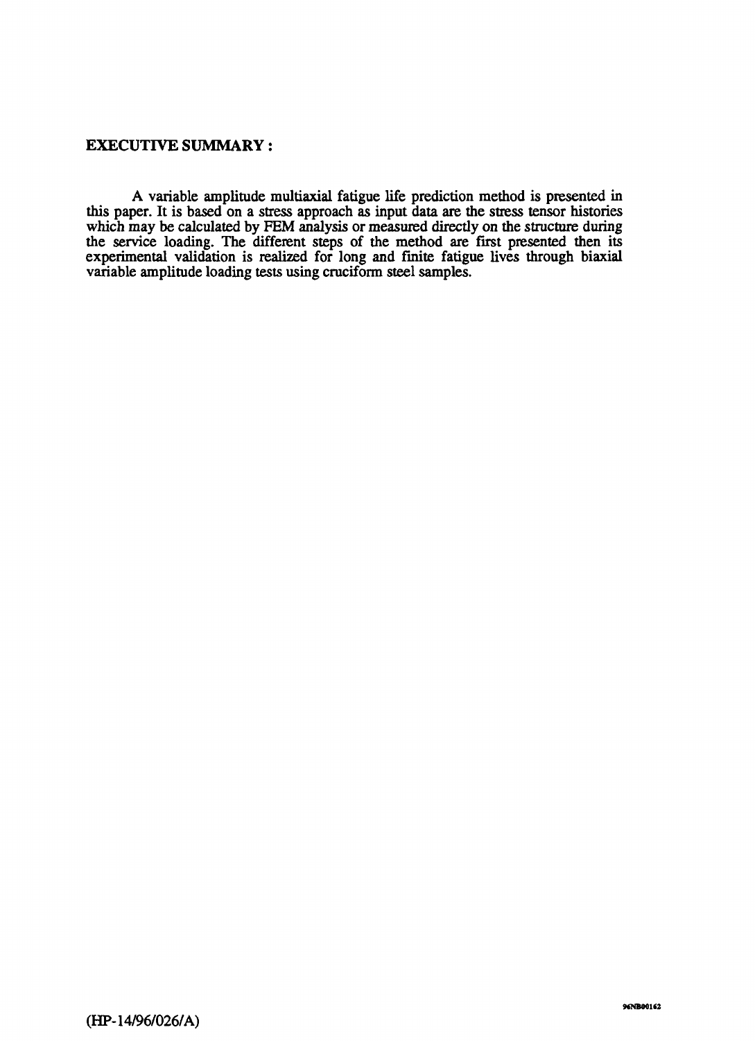**EXECUTIVE SUMMARY :**

A variable amplitude multiaxial fatigue life prediction method is presented in this paper. It is based on a stress approach as input data are the stress tensor histories which may be calculated by FEM analysis or measured directly on the structure during the service loading. The different steps of the method are first presented then its experimental validation is realized for long and finite fatigue lives through biaxial variable amplitude loading tests using cruciform steel samples.

(HP-14/96/026/A)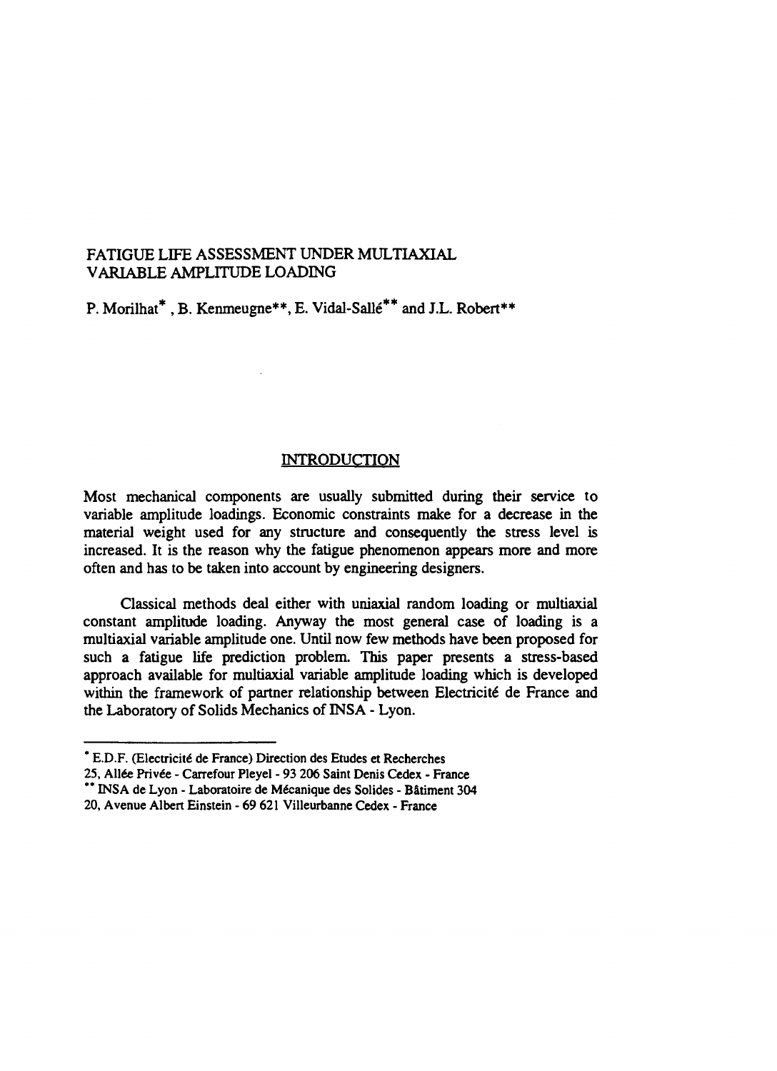# FATIGUE LIFE ASSESSMENT UNDER MULTIAXIAL VARIABLE AMPLITUDE LOADING

P. Morilhat*, B. Kenmeugne**, E. Vidal-Sallé** and J.L. Robert**

## INTRODUCTION

Most mechanical components are usually submitted during their service to variable amplitude loadings. Economic constraints make for a decrease in the material weight used for any structure and consequently the stress level is increased. It is the reason why the fatigue phenomenon appears more and more often and has to be taken into account by engineering designers.

Classical methods deal either with uniaxial random loading or multiaxial constant amplitude loading. Anyway the most general case of loading is a multiaxial variable amplitude one. Until now few methods have been proposed for such a fatigue life prediction problem. This paper presents a stress-based approach available for multiaxial variable amplitude loading which is developed within the framework of partner relationship between Electricité de France and the Laboratory of Solids Mechanics of INSA - Lyon.

---

* E.D.F. (Electricité de France) Direction des Etudes et Recherches
25, Allée Privée - Carrefour Pleyel - 93 206 Saint Denis Cedex - France

** INSA de Lyon - Laboratoire de Mécanique des Solides - Bâtiment 304
20, Avenue Albert Einstein - 69 621 Villeurbanne Cedex - France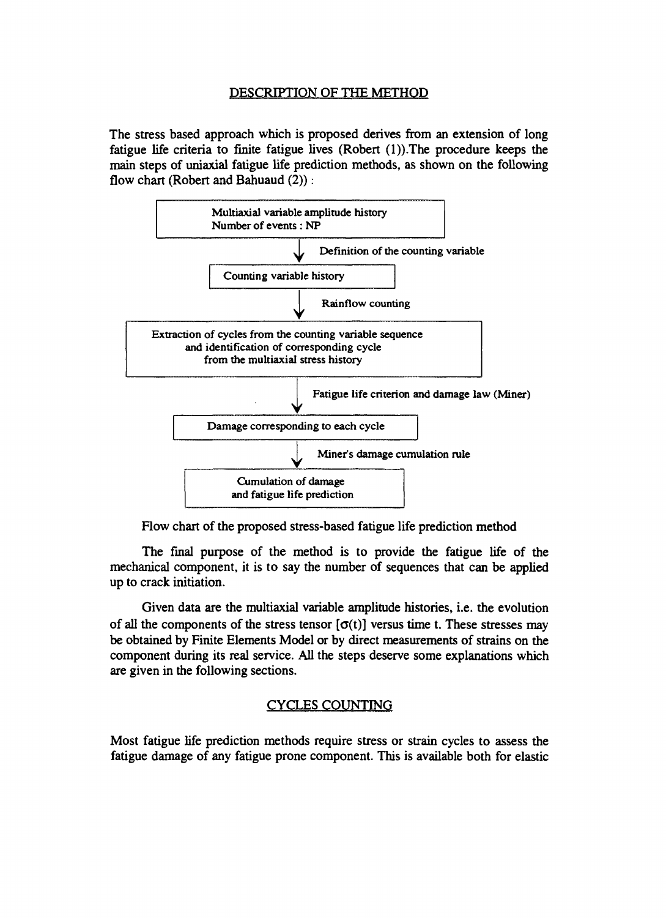## DESCRIPTION OF THE METHOD

The stress based approach which is proposed derives from an extension of long fatigue life criteria to finite fatigue lives (Robert (1)).The procedure keeps the main steps of uniaxial fatigue life prediction methods, as shown on the following flow chart (Robert and Bahuaud (2)) :

Multiaxial variable amplitude history
Number of events : NP

↓ Definition of the counting variable

Counting variable history

↓ Rainflow counting

Extraction of cycles from the counting variable sequence and identification of corresponding cycle from the multiaxial stress history

↓ Fatigue life criterion and damage law (Miner)

Damage corresponding to each cycle

↓ Miner's damage cumulation rule

Cumulation of damage and fatigue life prediction

Flow chart of the proposed stress-based fatigue life prediction method

The final purpose of the method is to provide the fatigue life of the mechanical component, it is to say the number of sequences that can be applied up to crack initiation.

Given data are the multiaxial variable amplitude histories, i.e. the evolution of all the components of the stress tensor $[\sigma(t)]$ versus time t. These stresses may be obtained by Finite Elements Model or by direct measurements of strains on the component during its real service. All the steps deserve some explanations which are given in the following sections.

## CYCLES COUNTING

Most fatigue life prediction methods require stress or strain cycles to assess the fatigue damage of any fatigue prone component. This is available both for elastic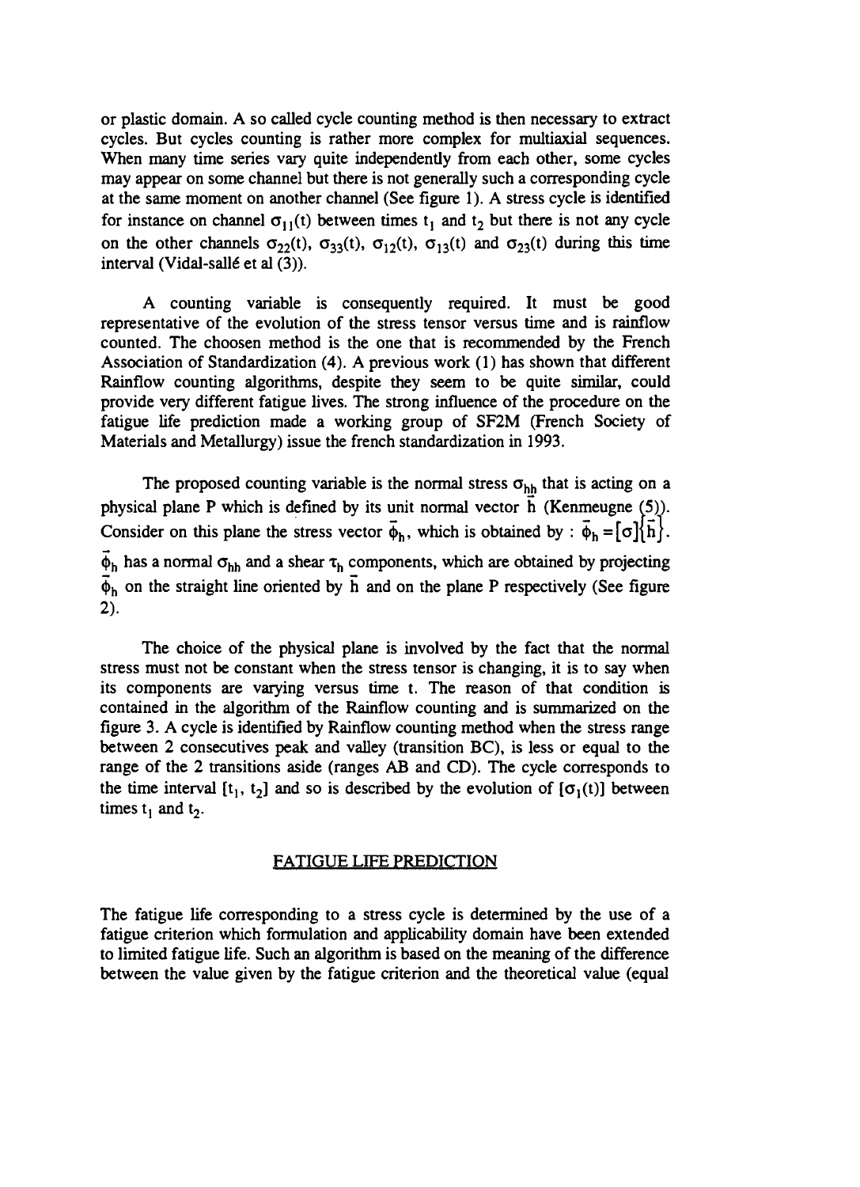or plastic domain. A so called cycle counting method is then necessary to extract cycles. But cycles counting is rather more complex for multiaxial sequences. When many time series vary quite independently from each other, some cycles may appear on some channel but there is not generally such a corresponding cycle at the same moment on another channel (See figure 1). A stress cycle is identified for instance on channel $\sigma_{11}(t)$ between times $t_1$ and $t_2$ but there is not any cycle on the other channels $\sigma_{22}(t)$, $\sigma_{33}(t)$, $\sigma_{12}(t)$, $\sigma_{13}(t)$ and $\sigma_{23}(t)$ during this time interval (Vidal-sallé et al (3)).

A counting variable is consequently required. It must be good representative of the evolution of the stress tensor versus time and is rainflow counted. The choosen method is the one that is recommended by the French Association of Standardization (4). A previous work (1) has shown that different Rainflow counting algorithms, despite they seem to be quite similar, could provide very different fatigue lives. The strong influence of the procedure on the fatigue life prediction made a working group of SF2M (French Society of Materials and Metallurgy) issue the french standardization in 1993.

The proposed counting variable is the normal stress $\sigma_{hh}$ that is acting on a physical plane P which is defined by its unit normal vector $\vec{h}$ (Kenmeugne (5)). Consider on this plane the stress vector $\vec{\phi}_h$, which is obtained by : $\vec{\phi}_h = [\sigma]\{\vec{h}\}$. $\vec{\phi}_h$ has a normal $\sigma_{hh}$ and a shear $\tau_h$ components, which are obtained by projecting $\vec{\phi}_h$ on the straight line oriented by $\vec{h}$ and on the plane P respectively (See figure 2).

The choice of the physical plane is involved by the fact that the normal stress must not be constant when the stress tensor is changing, it is to say when its components are varying versus time t. The reason of that condition is contained in the algorithm of the Rainflow counting and is summarized on the figure 3. A cycle is identified by Rainflow counting method when the stress range between 2 consecutives peak and valley (transition BC), is less or equal to the range of the 2 transitions aside (ranges AB and CD). The cycle corresponds to the time interval $[t_1, t_2]$ and so is described by the evolution of $[\sigma_1(t)]$ between times $t_1$ and $t_2$.

## FATIGUE LIFE PREDICTION

The fatigue life corresponding to a stress cycle is determined by the use of a fatigue criterion which formulation and applicability domain have been extended to limited fatigue life. Such an algorithm is based on the meaning of the difference between the value given by the fatigue criterion and the theoretical value (equal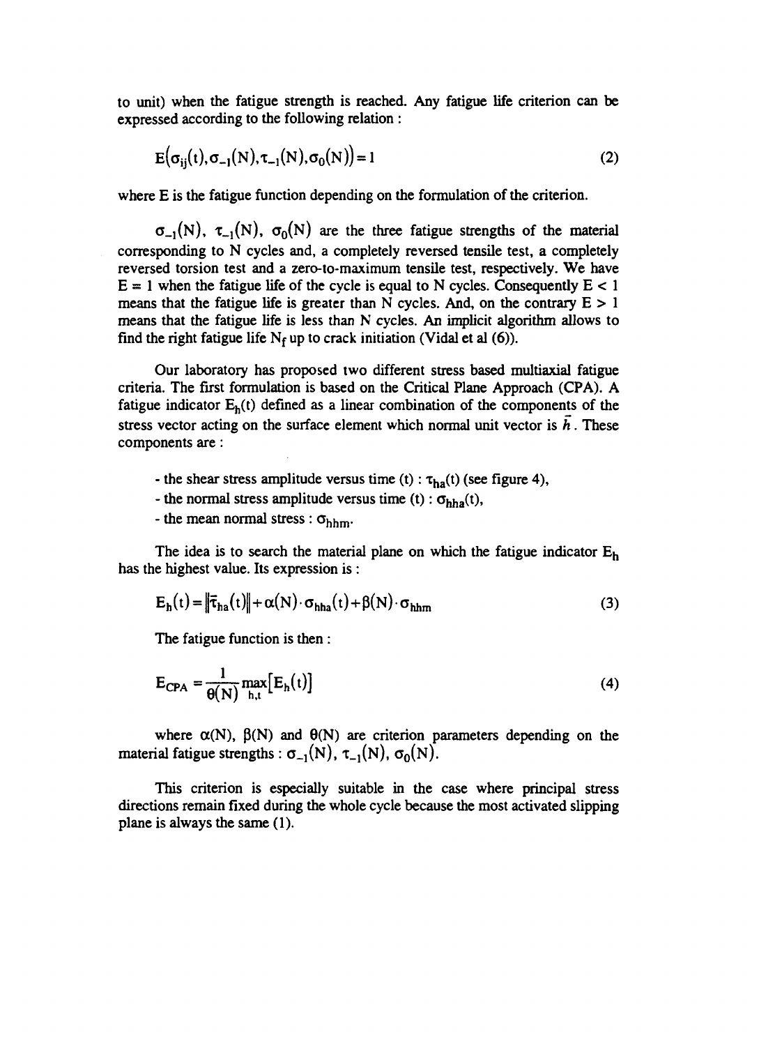to unit) when the fatigue strength is reached. Any fatigue life criterion can be expressed according to the following relation :

$$E\left(\sigma_{ij}(t), \sigma_{-1}(N), \tau_{-1}(N), \sigma_0(N)\right) = 1 \tag{2}$$

where E is the fatigue function depending on the formulation of the criterion.

$\sigma_{-1}(N)$, $\tau_{-1}(N)$, $\sigma_0(N)$ are the three fatigue strengths of the material corresponding to N cycles and, a completely reversed tensile test, a completely reversed torsion test and a zero-to-maximum tensile test, respectively. We have $E = 1$ when the fatigue life of the cycle is equal to N cycles. Consequently $E < 1$ means that the fatigue life is greater than N cycles. And, on the contrary $E > 1$ means that the fatigue life is less than N cycles. An implicit algorithm allows to find the right fatigue life $N_f$ up to crack initiation (Vidal et al (6)).

Our laboratory has proposed two different stress based multiaxial fatigue criteria. The first formulation is based on the Critical Plane Approach (CPA). A fatigue indicator $E_h(t)$ defined as a linear combination of the components of the stress vector acting on the surface element which normal unit vector is $\vec{h}$. These components are :

- the shear stress amplitude versus time (t) : $\tau_{ha}(t)$ (see figure 4),
- the normal stress amplitude versus time (t) : $\sigma_{hha}(t)$,
- the mean normal stress : $\sigma_{hhm}$.

The idea is to search the material plane on which the fatigue indicator $E_h$ has the highest value. Its expression is :

$$E_h(t) = \left\|\vec{\tau}_{ha}(t)\right\| + \alpha(N) \cdot \sigma_{hha}(t) + \beta(N) \cdot \sigma_{hhm} \tag{3}$$

The fatigue function is then :

$$E_{CPA} = \frac{1}{\theta(N)} \max_{h,t}\left[E_h(t)\right] \tag{4}$$

where $\alpha(N)$, $\beta(N)$ and $\theta(N)$ are criterion parameters depending on the material fatigue strengths : $\sigma_{-1}(N)$, $\tau_{-1}(N)$, $\sigma_0(N)$.

This criterion is especially suitable in the case where principal stress directions remain fixed during the whole cycle because the most activated slipping plane is always the same (1).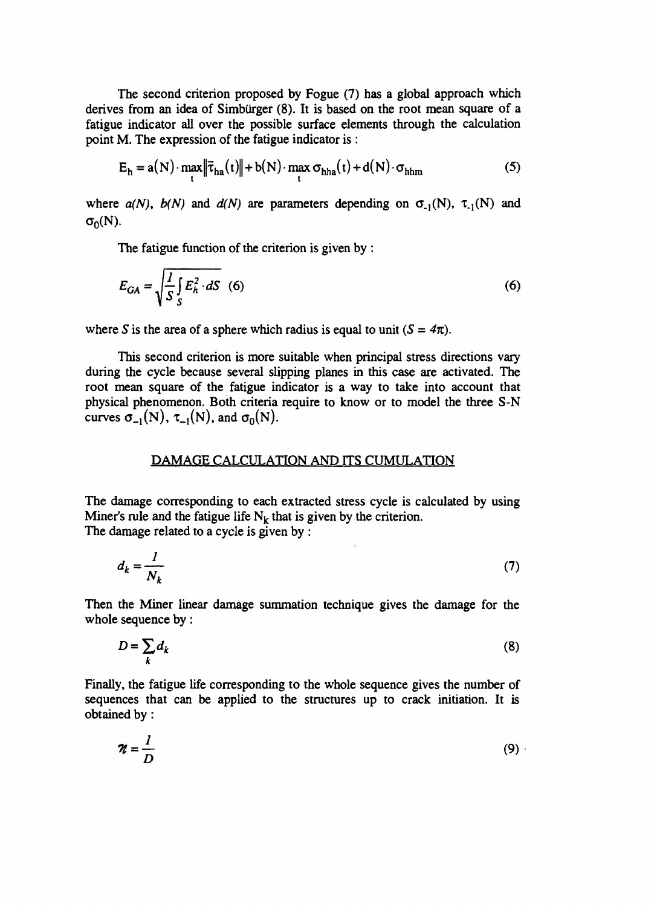The second criterion proposed by Fogue (7) has a global approach which derives from an idea of Simbürger (8). It is based on the root mean square of a fatigue indicator all over the possible surface elements through the calculation point M. The expression of the fatigue indicator is :

$$E_h = a(N) \cdot \max_t \left\| \vec{\tau}_{ha}(t) \right\| + b(N) \cdot \max_t \sigma_{hha}(t) + d(N) \cdot \sigma_{hhm} \tag{5}$$

where *a(N)*, *b(N)* and *d(N)* are parameters depending on $\sigma_{-1}(N)$, $\tau_{-1}(N)$ and $\sigma_0(N)$.

The fatigue function of the criterion is given by :

$$E_{GA} = \sqrt{\frac{1}{S} \int_S E_h^2 \cdot dS} \quad (6) \tag{6}$$

where *S* is the area of a sphere which radius is equal to unit ($S = 4\pi$).

This second criterion is more suitable when principal stress directions vary during the cycle because several slipping planes in this case are activated. The root mean square of the fatigue indicator is a way to take into account that physical phenomenon. Both criteria require to know or to model the three S-N curves $\sigma_{-1}(N)$, $\tau_{-1}(N)$, and $\sigma_0(N)$.

## DAMAGE CALCULATION AND ITS CUMULATION

The damage corresponding to each extracted stress cycle is calculated by using Miner's rule and the fatigue life $N_k$ that is given by the criterion.
The damage related to a cycle is given by :

$$d_k = \frac{1}{N_k} \tag{7}$$

Then the Miner linear damage summation technique gives the damage for the whole sequence by :

$$D = \sum_k d_k \tag{8}$$

Finally, the fatigue life corresponding to the whole sequence gives the number of sequences that can be applied to the structures up to crack initiation. It is obtained by :

$$\mathcal{N} = \frac{1}{D} \tag{9}$$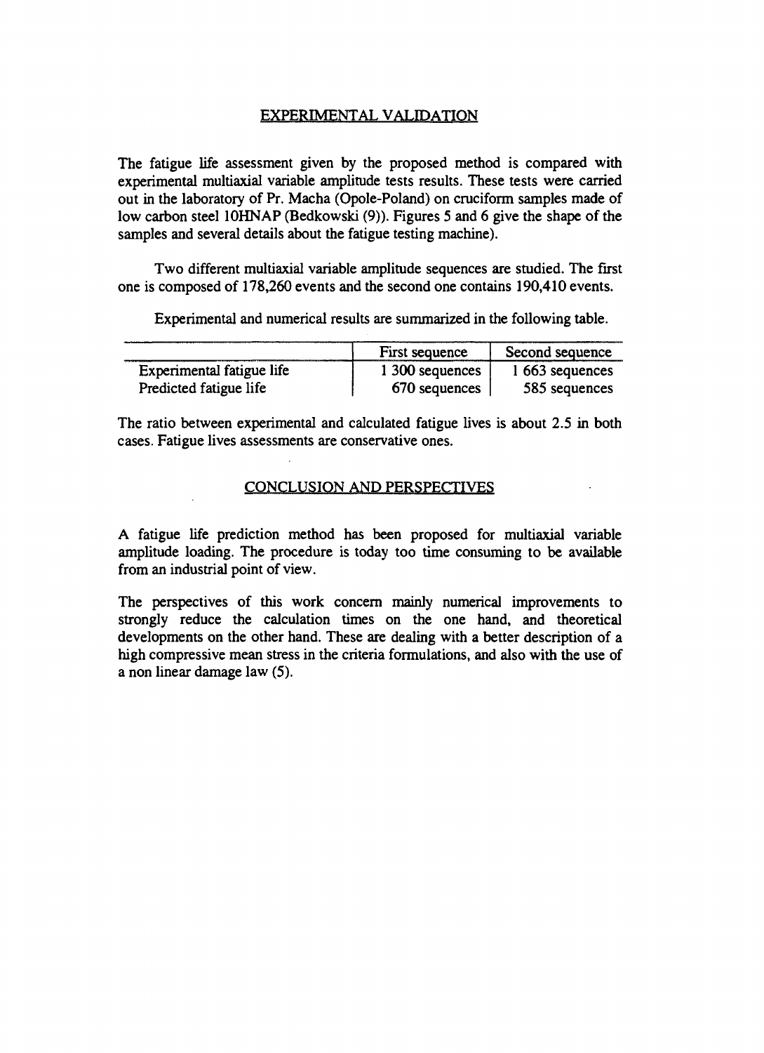## EXPERIMENTAL VALIDATION

The fatigue life assessment given by the proposed method is compared with experimental multiaxial variable amplitude tests results. These tests were carried out in the laboratory of Pr. Macha (Opole-Poland) on cruciform samples made of low carbon steel 10HNAP (Bedkowski (9)). Figures 5 and 6 give the shape of the samples and several details about the fatigue testing machine).

Two different multiaxial variable amplitude sequences are studied. The first one is composed of 178,260 events and the second one contains 190,410 events.

Experimental and numerical results are summarized in the following table.

| | First sequence | Second sequence |
|---|---|---|
| Experimental fatigue life | 1 300 sequences | 1 663 sequences |
| Predicted fatigue life | 670 sequences | 585 sequences |

The ratio between experimental and calculated fatigue lives is about 2.5 in both cases. Fatigue lives assessments are conservative ones.

## CONCLUSION AND PERSPECTIVES

A fatigue life prediction method has been proposed for multiaxial variable amplitude loading. The procedure is today too time consuming to be available from an industrial point of view.

The perspectives of this work concern mainly numerical improvements to strongly reduce the calculation times on the one hand, and theoretical developments on the other hand. These are dealing with a better description of a high compressive mean stress in the criteria formulations, and also with the use of a non linear damage law (5).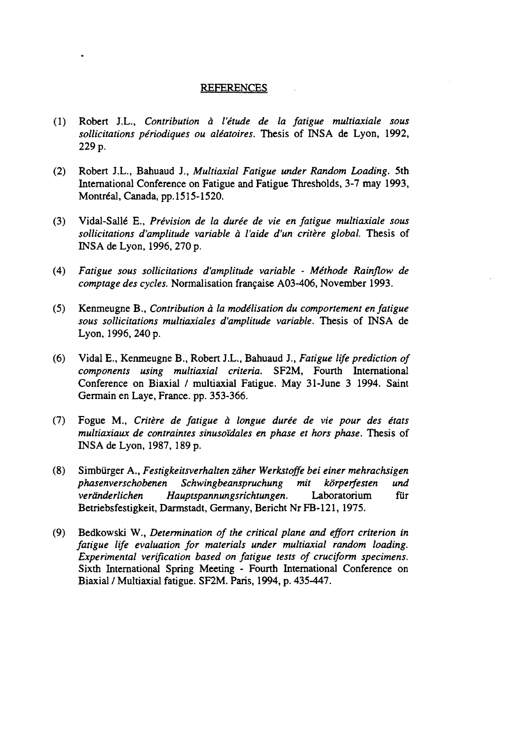## REFERENCES

(1) Robert J.L., *Contribution à l'étude de la fatigue multiaxiale sous sollicitations périodiques ou aléatoires*. Thesis of INSA de Lyon, 1992, 229 p.

(2) Robert J.L., Bahuaud J., *Multiaxial Fatigue under Random Loading*. 5th International Conference on Fatigue and Fatigue Thresholds, 3-7 may 1993, Montréal, Canada, pp.1515-1520.

(3) Vidal-Sallé E., *Prévision de la durée de vie en fatigue multiaxiale sous sollicitations d'amplitude variable à l'aide d'un critère global*. Thesis of INSA de Lyon, 1996, 270 p.

(4) *Fatigue sous sollicitations d'amplitude variable - Méthode Rainflow de comptage des cycles*. Normalisation française A03-406, November 1993.

(5) Kenmeugne B., *Contribution à la modélisation du comportement en fatigue sous sollicitations multiaxiales d'amplitude variable*. Thesis of INSA de Lyon, 1996, 240 p.

(6) Vidal E., Kenmeugne B., Robert J.L., Bahuaud J., *Fatigue life prediction of components using multiaxial criteria*. SF2M, Fourth International Conference on Biaxial / multiaxial Fatigue. May 31-June 3 1994. Saint Germain en Laye, France. pp. 353-366.

(7) Fogue M., *Critère de fatigue à longue durée de vie pour des états multiaxiaux de contraintes sinusoïdales en phase et hors phase*. Thesis of INSA de Lyon, 1987, 189 p.

(8) Simbürger A., *Festigkeitsverhalten zäher Werkstoffe bei einer mehrachsigen phasenverschobenen Schwingbeanspruchung mit körperfesten und veränderlichen Hauptspannungsrichtungen*. Laboratorium für Betriebsfestigkeit, Darmstadt, Germany, Bericht Nr FB-121, 1975.

(9) Bedkowski W., *Determination of the critical plane and effort criterion in fatigue life evaluation for materials under multiaxial random loading. Experimental verification based on fatigue tests of cruciform specimens*. Sixth International Spring Meeting - Fourth International Conference on Biaxial / Multiaxial fatigue. SF2M. Paris, 1994, p. 435-447.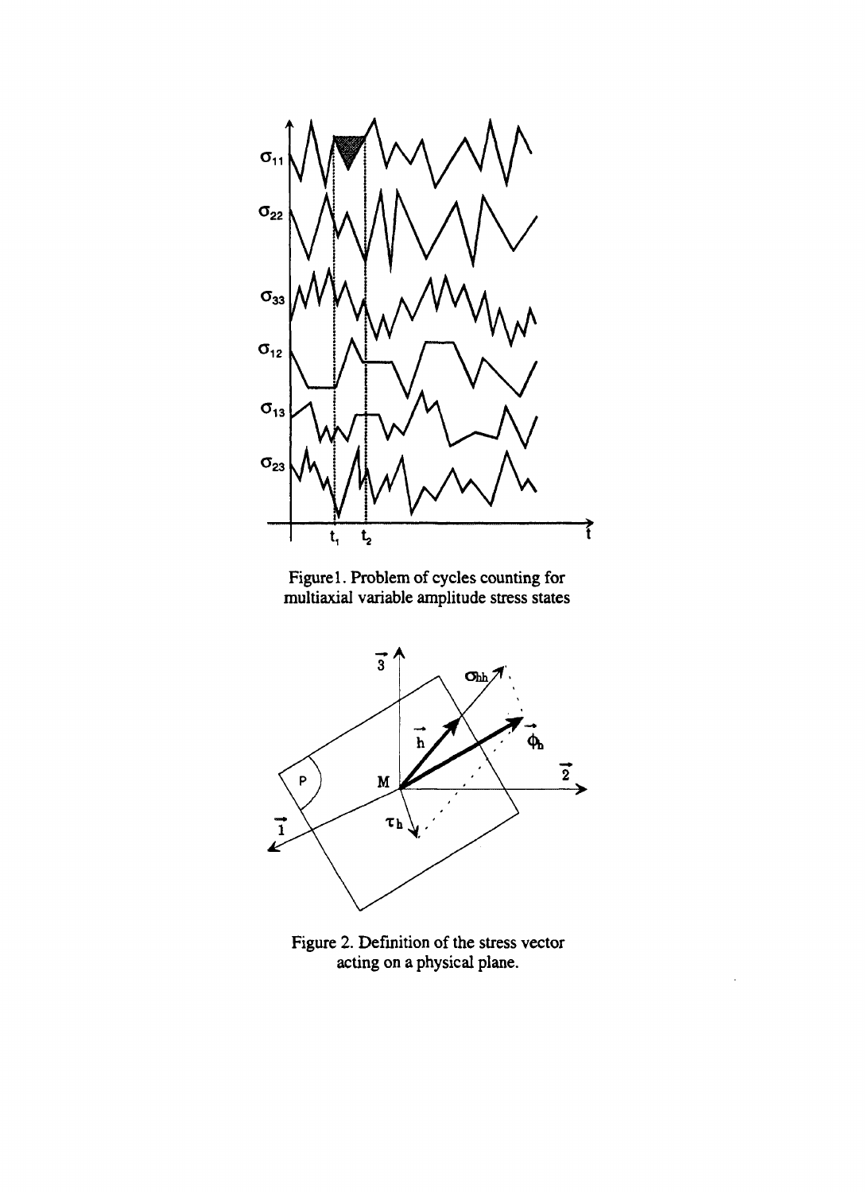Figure1. Problem of cycles counting for multiaxial variable amplitude stress states

Figure 2. Definition of the stress vector acting on a physical plane.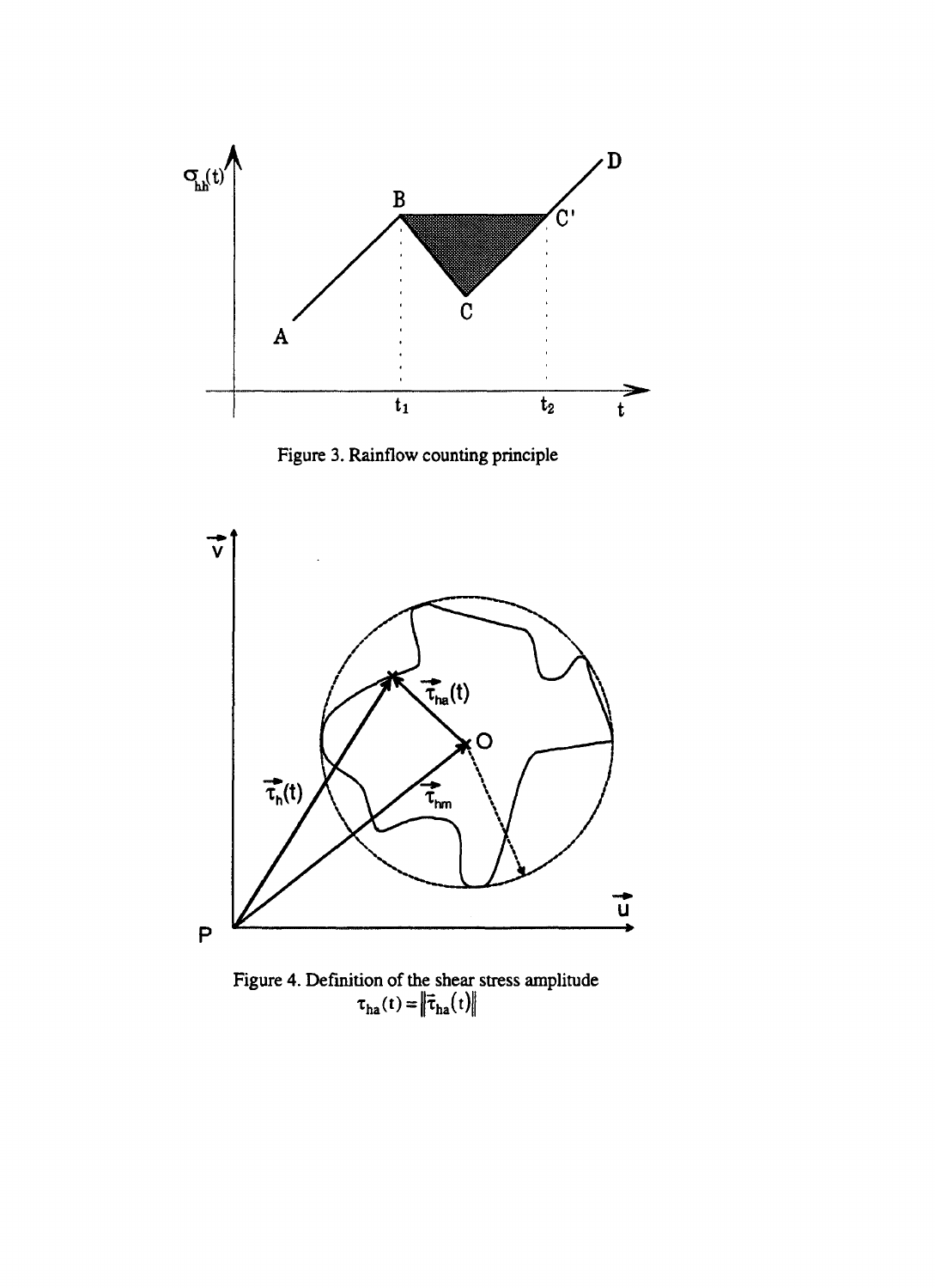Figure 3. Rainflow counting principle

Figure 4. Definition of the shear stress amplitude
$\tau_{ha}(t) = \|\vec{\tau}_{ha}(t)\|$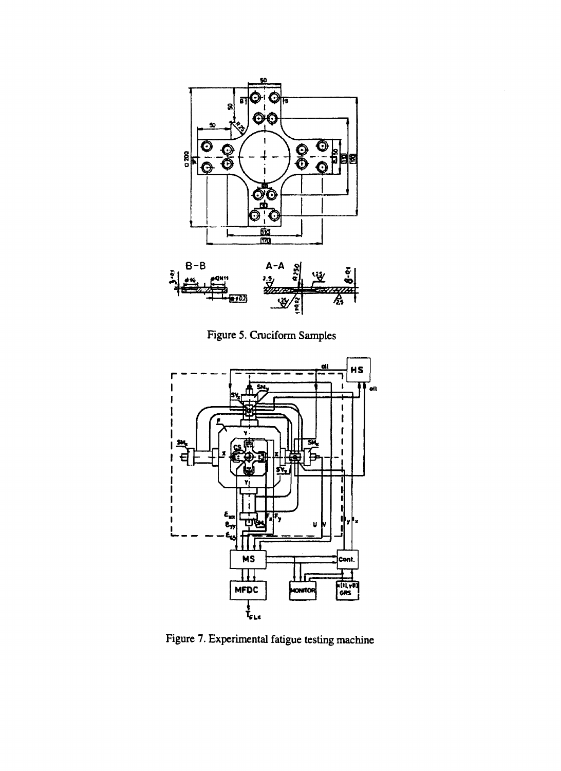Figure 5. Cruciform Samples

Figure 7. Experimental fatigue testing machine